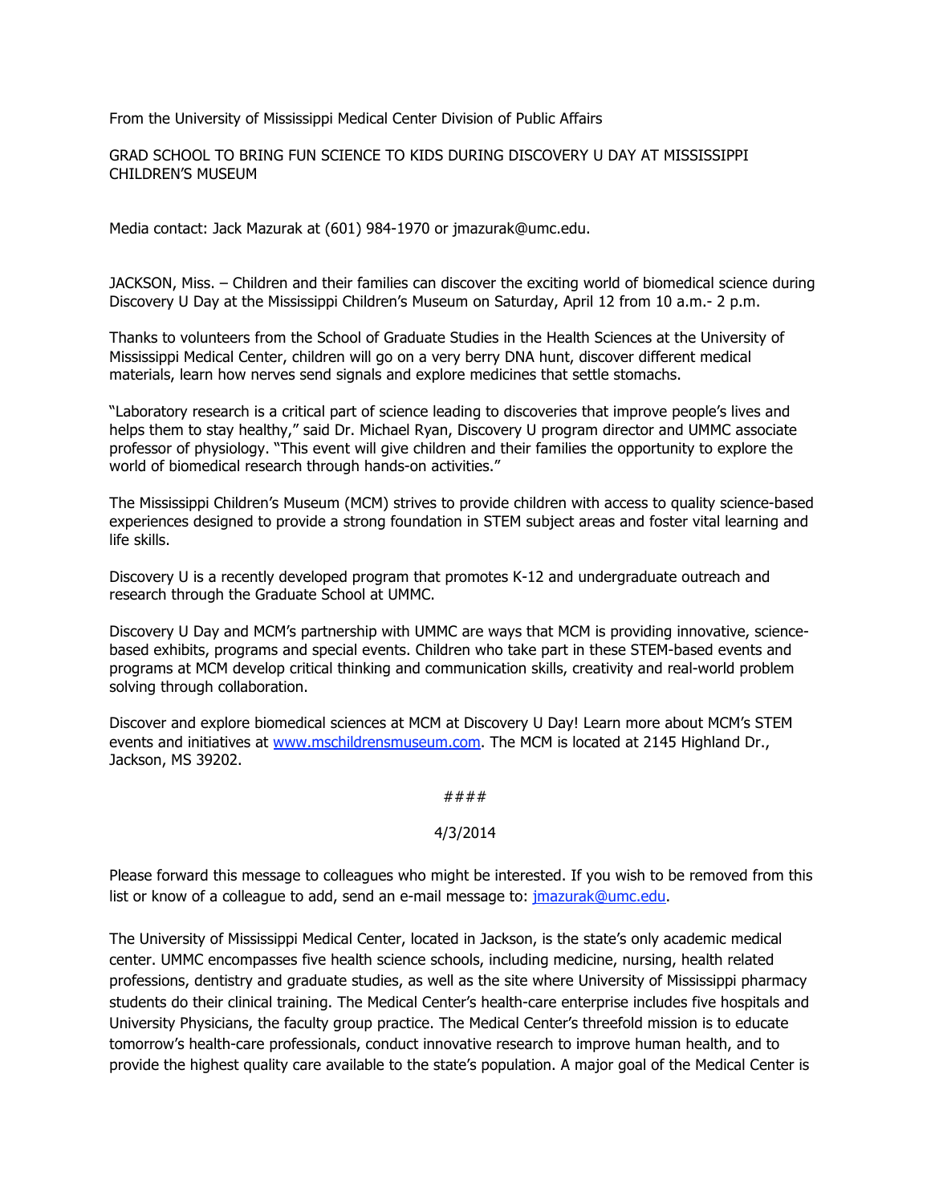From the University of Mississippi Medical Center Division of Public Affairs

# GRAD SCHOOL TO BRING FUN SCIENCE TO KIDS DURING DISCOVERY U DAY AT MISSISSIPPI CHILDREN'S MUSEUM

Media contact: Jack Mazurak at (601) 984-1970 or jmazurak@umc.edu.

JACKSON, Miss. – Children and their families can discover the exciting world of biomedical science during Discovery U Day at the Mississippi Children's Museum on Saturday, April 12 from 10 a.m.- 2 p.m.

Thanks to volunteers from the School of Graduate Studies in the Health Sciences at the University of Mississippi Medical Center, children will go on a very berry DNA hunt, discover different medical materials, learn how nerves send signals and explore medicines that settle stomachs.

"Laboratory research is a critical part of science leading to discoveries that improve people's lives and helps them to stay healthy," said Dr. Michael Ryan, Discovery U program director and UMMC associate professor of physiology. "This event will give children and their families the opportunity to explore the world of biomedical research through hands-on activities."

The Mississippi Children's Museum (MCM) strives to provide children with access to quality science-based experiences designed to provide a strong foundation in STEM subject areas and foster vital learning and life skills.

Discovery U is a recently developed program that promotes K-12 and undergraduate outreach and research through the Graduate School at UMMC.

Discovery U Day and MCM's partnership with UMMC are ways that MCM is providing innovative, science-based exhibits, programs and special events. Children who take part in these STEM-based events and programs at MCM develop critical thinking and communication skills, creativity and real-world problem solving through collaboration.

Discover and explore biomedical sciences at MCM at Discovery U Day! Learn more about MCM's STEM events and initiatives at [www.mschildrensmuseum.com](http://www.mschildrensmuseum.com). The MCM is located at 2145 Highland Dr., Jackson, MS 39202.

####

4/3/2014

Please forward this message to colleagues who might be interested. If you wish to be removed from this list or know of a colleague to add, send an e-mail message to: [jmazurak@umc.edu](mailto:jmazurak@umc.edu).

The University of Mississippi Medical Center, located in Jackson, is the state's only academic medical center. UMMC encompasses five health science schools, including medicine, nursing, health related professions, dentistry and graduate studies, as well as the site where University of Mississippi pharmacy students do their clinical training. The Medical Center's health-care enterprise includes five hospitals and University Physicians, the faculty group practice. The Medical Center's threefold mission is to educate tomorrow's health-care professionals, conduct innovative research to improve human health, and to provide the highest quality care available to the state's population. A major goal of the Medical Center is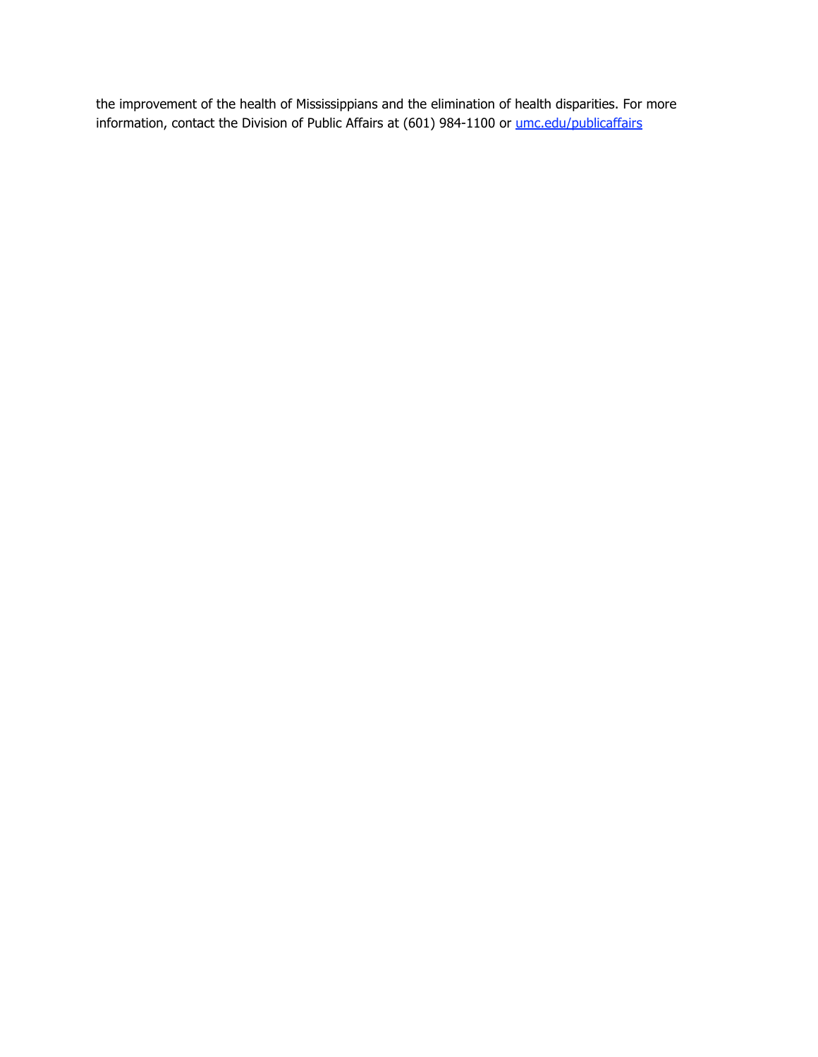the improvement of the health of Mississippians and the elimination of health disparities. For more information, contact the Division of Public Affairs at (601) 984-1100 or [umc.edu/publicaffairs](umc.edu/publicaffairs)